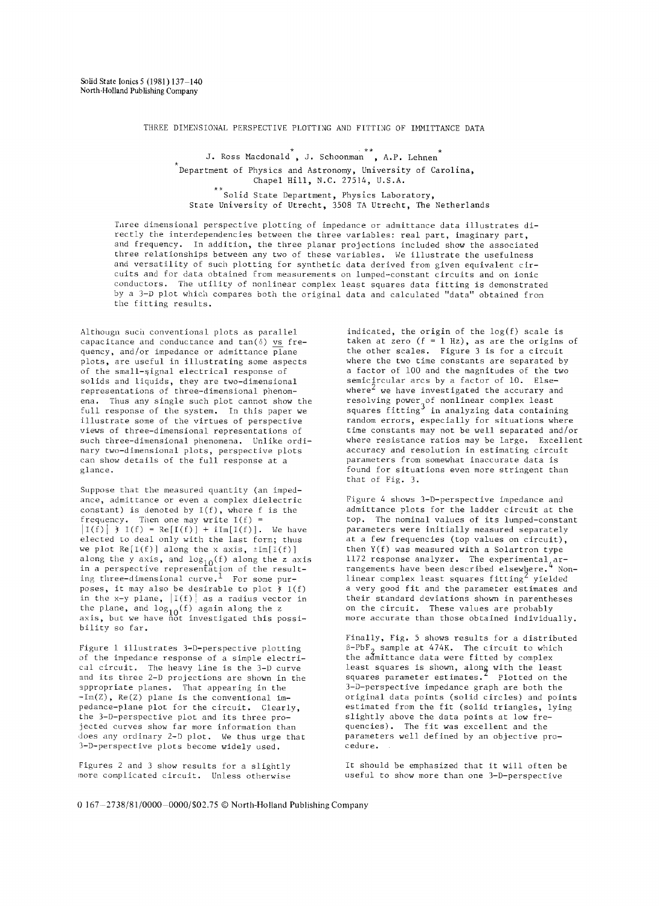# THREE DIMENSIONAL PERSPECTIVE PLOTTING AND FITTING OF IMMITTANCE DATA

J. Ross Macdonald[*], J. Schoonman[**], A.P. Lehnen[*]

[*] Department of Physics and Astronomy, University of Carolina, Chapel Hill, N.C. 27514, U.S.A.

[**] Solid State Department, Physics Laboratory, State University of Utrecht, 3508 TA Utrecht, The Netherlands

Three dimensional perspective plotting of impedance or admittance data illustrates directly the interdependencies between the three variables: real part, imaginary part, and frequency. In addition, the three planar projections included show the associated three relationships between any two of these variables. We illustrate the usefulness and versatility of such plotting for synthetic data derived from given equivalent circuits and for data obtained from measurements on lumped-constant circuits and on ionic conductors. The utility of nonlinear complex least squares data fitting is demonstrated by a 3-D plot which compares both the original data and calculated "data" obtained from the fitting results.

Although such conventional plots as parallel capacitance and conductance and tan(δ) vs frequency, and/or impedance or admittance plane plots, are useful in illustrating some aspects of the small-signal electrical response of solids and liquids, they are two-dimensional representations of three-dimensional phenomena. Thus any single such plot cannot show the full response of the system. In this paper we illustrate some of the virtues of perspective views of three-dimensional representations of such three-dimensional phenomena. Unlike ordinary two-dimensional plots, perspective plots can show details of the full response at a glance.

Suppose that the measured quantity (an impedance, admittance or even a complex dielectric constant) is denoted by $I(f)$, where f is the frequency. Then one may write $I(f) = |I(f)| \measuredangle I(f) = \mathrm{Re}[I(f)] + i\mathrm{Im}[I(f)]$. We have elected to deal only with the last form; thus we plot $\mathrm{Re}[I(f)]$ along the x axis, $\pm\mathrm{Im}[I(f)]$ along the y axis, and $\log_{10}(f)$ along the z axis in a perspective representation of the resulting three-dimensional curve.[1] For some purposes, it may also be desirable to plot $\measuredangle I(f)$ in the x-y plane, $|I(f)|$ as a radius vector in the plane, and $\log_{10}(f)$ again along the z axis, but we have not investigated this possibility so far.

Figure 1 illustrates 3-D-perspective plotting of the impedance response of a simple electrical circuit. The heavy line is the 3-D curve and its three 2-D projections are shown in the appropriate planes. That appearing in the $-\mathrm{Im}(Z)$, $\mathrm{Re}(Z)$ plane is the conventional impedance-plane plot for the circuit. Clearly, the 3-D-perspective plot and its three projected curves show far more information than does any ordinary 2-D plot. We thus urge that 3-D-perspective plots become widely used.

Figures 2 and 3 show results for a slightly more complicated circuit. Unless otherwise indicated, the origin of the log(f) scale is taken at zero (f = 1 Hz), as are the origins of the other scales. Figure 3 is for a circuit where the two time constants are separated by a factor of 100 and the magnitudes of the two semicircular arcs by a factor of 10. Elsewhere[2] we have investigated the accuracy and resolving power of nonlinear complex least squares fitting[3] in analyzing data containing random errors, especially for situations where time constants may not be well separated and/or where resistance ratios may be large. Excellent accuracy and resolution in estimating circuit parameters from somewhat inaccurate data is found for situations even more stringent than that of Fig. 3.

Figure 4 shows 3-D-perspective impedance and admittance plots for the ladder circuit at the top. The nominal values of its lumped-constant parameters were initially measured separately at a few frequencies (top values on circuit), then Y(f) was measured with a Solartron type 1172 response analyzer. The experimental arrangements have been described elsewhere.[4] Nonlinear complex least squares fitting[2] yielded a very good fit and the parameter estimates and their standard deviations shown in parentheses on the circuit. These values are probably more accurate than those obtained individually.

Finally, Fig. 5 shows results for a distributed $\beta$-$PbF_2$ sample at 474K. The circuit to which the admittance data were fitted by complex least squares is shown, along with the least squares parameter estimates.[2] Plotted on the 3-D-perspective impedance graph are both the original data points (solid circles) and points estimated from the fit (solid triangles, lying slightly above the data points at low frequencies). The fit was excellent and the parameters well defined by an objective procedure.

It should be emphasized that it will often be useful to show more than one 3-D-perspective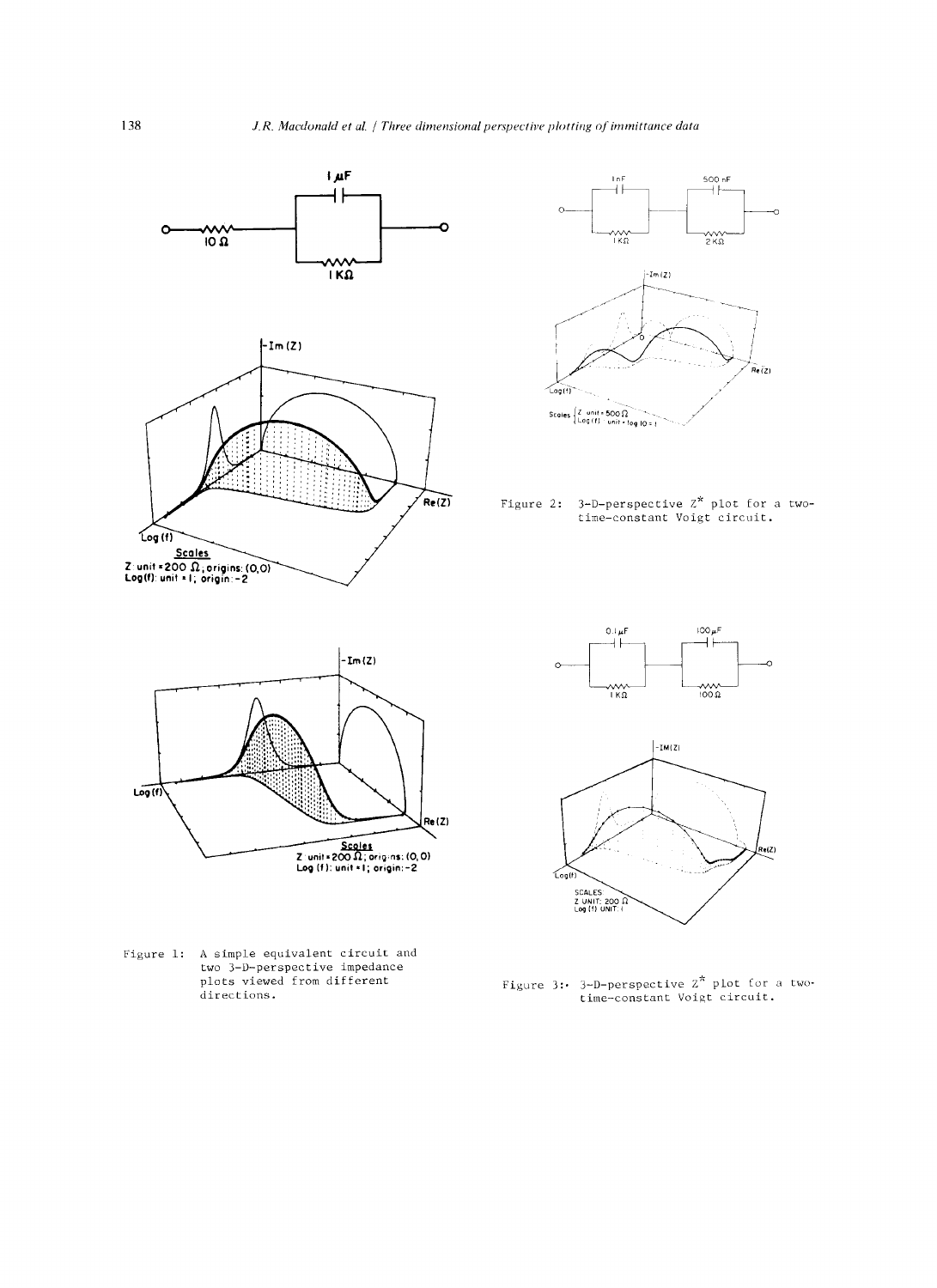Figure 1: A simple equivalent circuit and two 3-D-perspective impedance plots viewed from different directions.

Figure 2: 3-D-perspective $Z^*$ plot for a two-time-constant Voigt circuit.

Figure 3: 3-D-perspective $Z^*$ plot for a two-time-constant Voigt circuit.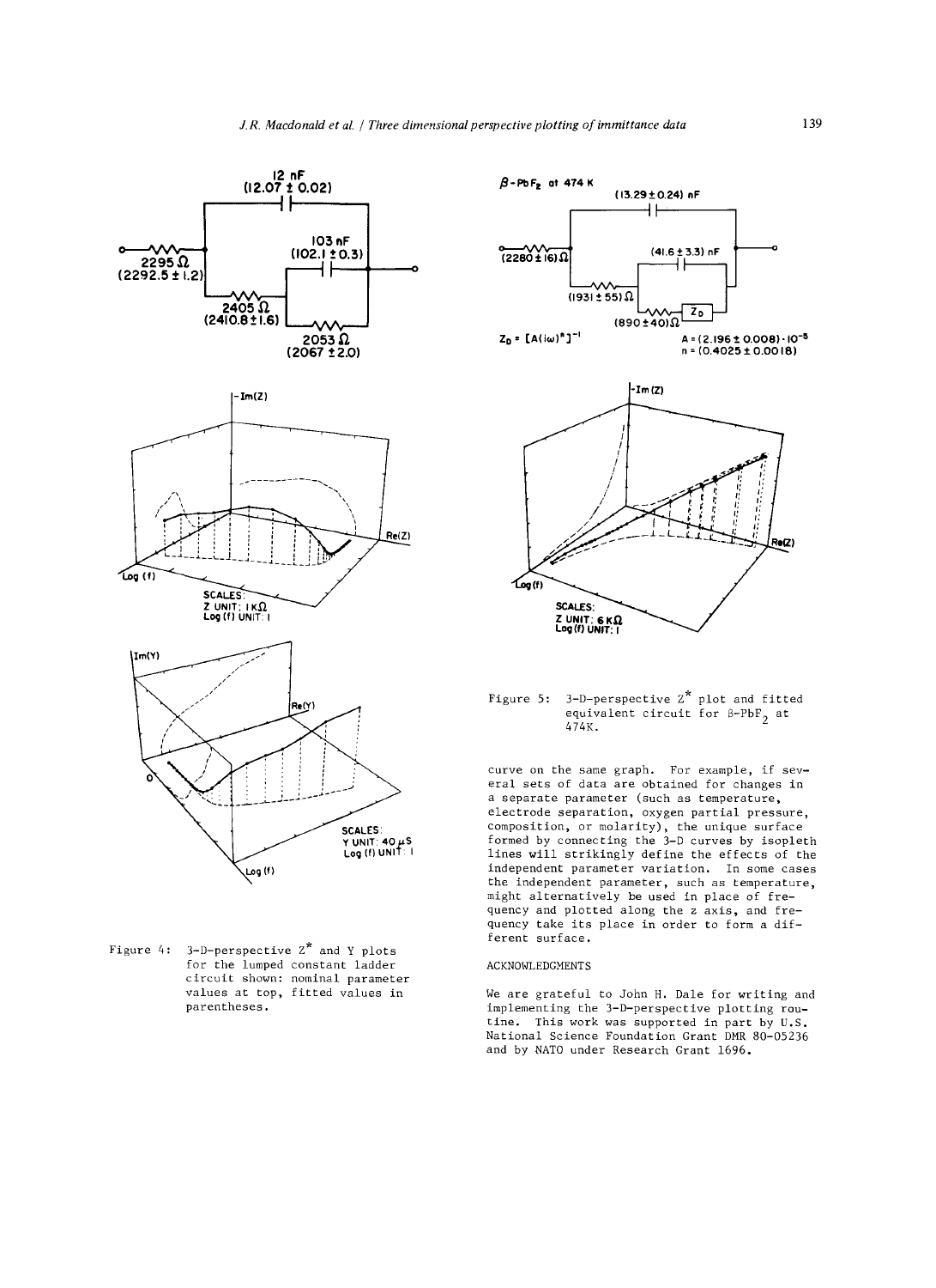Figure 4: 3-D-perspective $Z^*$ and Y plots for the lumped constant ladder circuit shown: nominal parameter values at top, fitted values in parentheses.

Figure 5: 3-D-perspective $Z^*$ plot and fitted equivalent circuit for $\beta$-$PbF_2$ at 474K.

curve on the same graph. For example, if several sets of data are obtained for changes in a separate parameter (such as temperature, electrode separation, oxygen partial pressure, composition, or molarity), the unique surface formed by connecting the 3-D curves by isopleth lines will strikingly define the effects of the independent parameter variation. In some cases the independent parameter, such as temperature, might alternatively be used in place of frequency and plotted along the z axis, and frequency take its place in order to form a different surface.

## ACKNOWLEDGMENTS

We are grateful to John H. Dale for writing and implementing the 3-D-perspective plotting routine. This work was supported in part by U.S. National Science Foundation Grant DMR 80-05236 and by NATO under Research Grant 1696.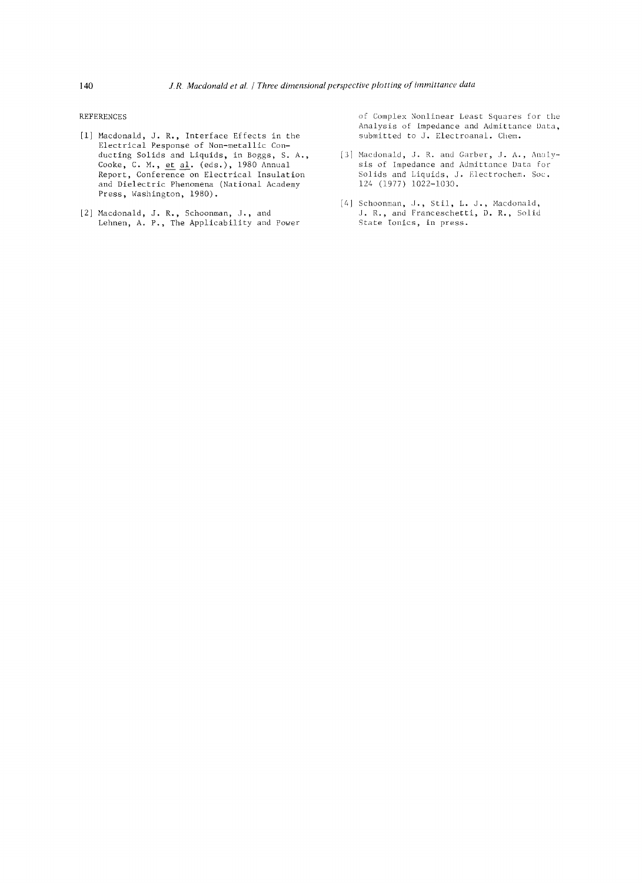## REFERENCES

[1] Macdonald, J. R., Interface Effects in the Electrical Pesponse of Non-metallic Conducting Solids and Liquids, in Boggs, S. A., Cooke, C. M., et al. (eds.), 1980 Annual Report, Conference on Electrical Insulation and Dielectric Phenomena (National Academy Press, Washington, 1980).

[2] Macdonald, J. R., Schoonman, J., and Lehnen, A. P., The Applicability and Power of Complex Nonlinear Least Squares for the Analysis of Impedance and Admittance Data, submitted to J. Electroanal. Chem.

[3] Macdonald, J. R. and Garber, J. A., Analysis of Impedance and Admittance Data for Solids and Liquids, J. Electrochem. Soc. 124 (1977) 1022-1030.

[4] Schoonman, J., Stil, L. J., Macdonald, J. R., and Franceschetti, D. R., Solid State Ionics, in press.